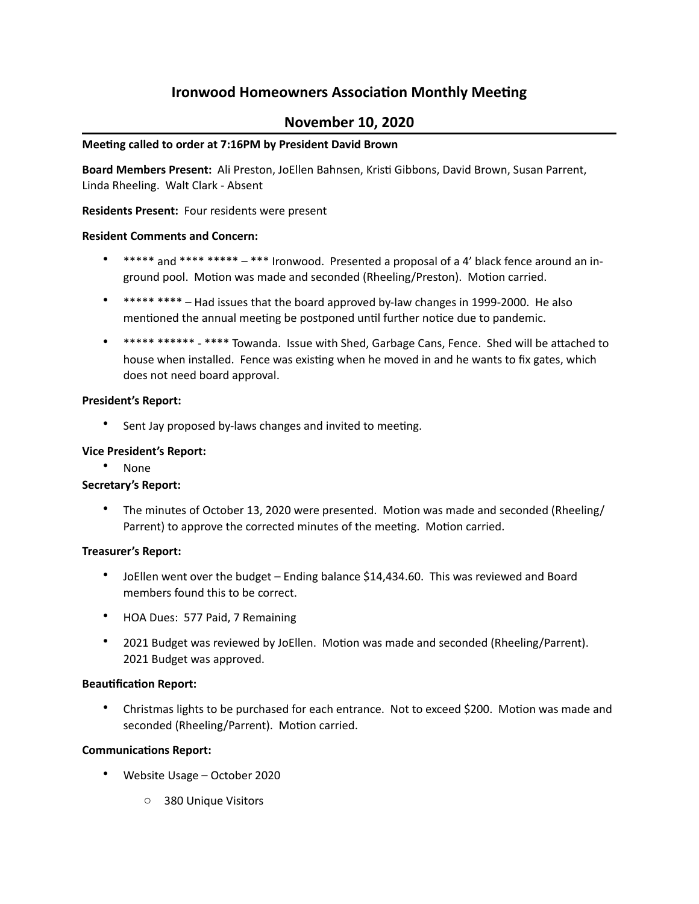# Ironwood Homeowners Association Monthly Meeting

## November 10, 2020

**Meeting called to order at 7:16PM by President David Brown**

**Board Members Present:** Ali Preston, JoEllen Bahnsen, Kristi Gibbons, David Brown, Susan Parrent, Linda Rheeling. Walt Clark - Absent

**Residents Present:** Four residents were present

**Resident Comments and Concern:**

- ***** and **** ***** – *** Ironwood. Presented a proposal of a 4' black fence around an in-ground pool. Motion was made and seconded (Rheeling/Preston). Motion carried.
- ***** **** – Had issues that the board approved by-law changes in 1999-2000. He also mentioned the annual meeting be postponed until further notice due to pandemic.
- ***** ****** - **** Towanda. Issue with Shed, Garbage Cans, Fence. Shed will be attached to house when installed. Fence was existing when he moved in and he wants to fix gates, which does not need board approval.

**President's Report:**

- Sent Jay proposed by-laws changes and invited to meeting.

**Vice President's Report:**

- None

**Secretary's Report:**

- The minutes of October 13, 2020 were presented. Motion was made and seconded (Rheeling/Parrent) to approve the corrected minutes of the meeting. Motion carried.

**Treasurer's Report:**

- JoEllen went over the budget – Ending balance $14,434.60. This was reviewed and Board members found this to be correct.
- HOA Dues: 577 Paid, 7 Remaining
- 2021 Budget was reviewed by JoEllen. Motion was made and seconded (Rheeling/Parrent). 2021 Budget was approved.

**Beautification Report:**

- Christmas lights to be purchased for each entrance. Not to exceed $200. Motion was made and seconded (Rheeling/Parrent). Motion carried.

**Communications Report:**

- Website Usage – October 2020
  - 380 Unique Visitors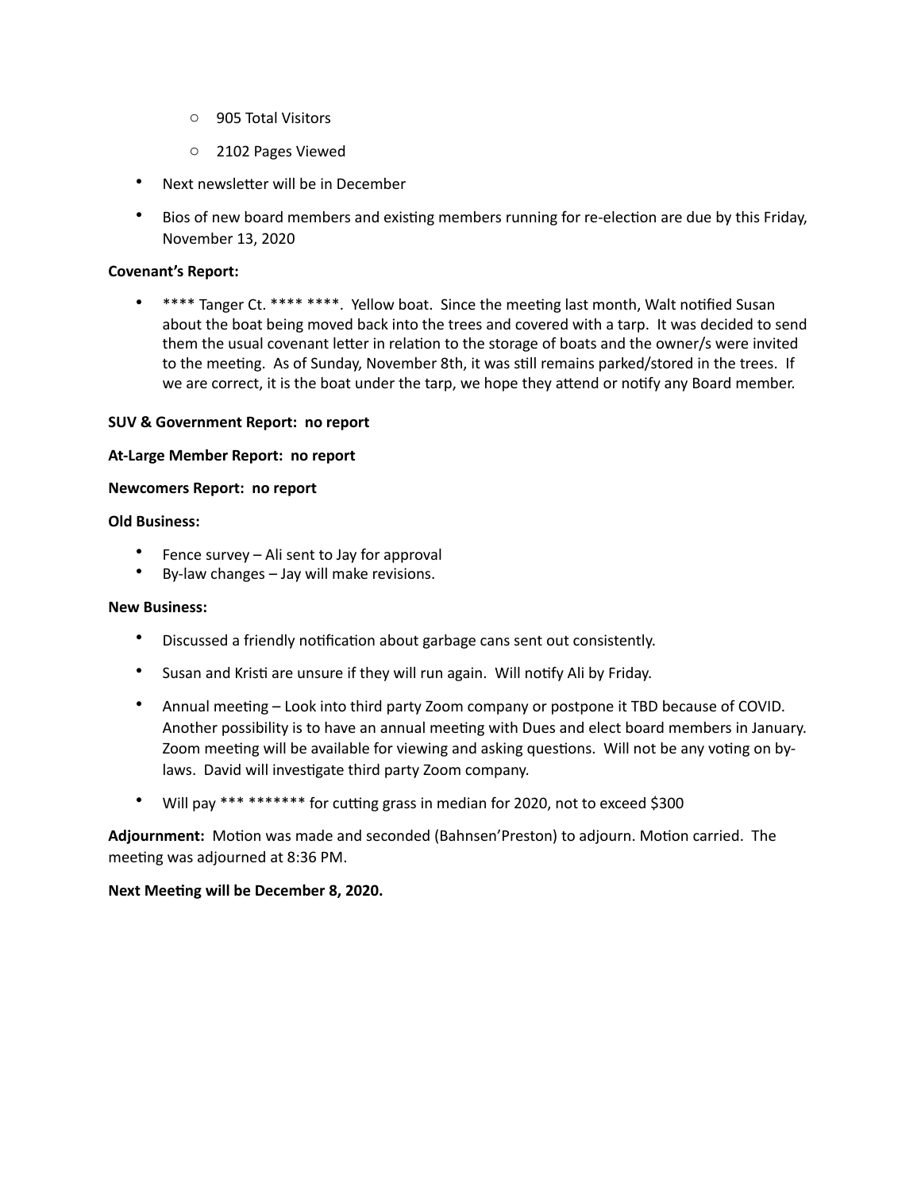- 905 Total Visitors
  - 2102 Pages Viewed
- Next newsletter will be in December
- Bios of new board members and existing members running for re-election are due by this Friday, November 13, 2020

**Covenant's Report:**

- **** Tanger Ct. **** ****. Yellow boat. Since the meeting last month, Walt notified Susan about the boat being moved back into the trees and covered with a tarp. It was decided to send them the usual covenant letter in relation to the storage of boats and the owner/s were invited to the meeting. As of Sunday, November 8th, it was still remains parked/stored in the trees. If we are correct, it is the boat under the tarp, we hope they attend or notify any Board member.

**SUV & Government Report: no report**

**At-Large Member Report: no report**

**Newcomers Report: no report**

**Old Business:**

- Fence survey – Ali sent to Jay for approval
- By-law changes – Jay will make revisions.

**New Business:**

- Discussed a friendly notification about garbage cans sent out consistently.
- Susan and Kristi are unsure if they will run again. Will notify Ali by Friday.
- Annual meeting – Look into third party Zoom company or postpone it TBD because of COVID. Another possibility is to have an annual meeting with Dues and elect board members in January. Zoom meeting will be available for viewing and asking questions. Will not be any voting on by-laws. David will investigate third party Zoom company.
- Will pay *** ******* for cutting grass in median for 2020, not to exceed $300

**Adjournment:** Motion was made and seconded (Bahnsen'Preston) to adjourn. Motion carried. The meeting was adjourned at 8:36 PM.

**Next Meeting will be December 8, 2020.**